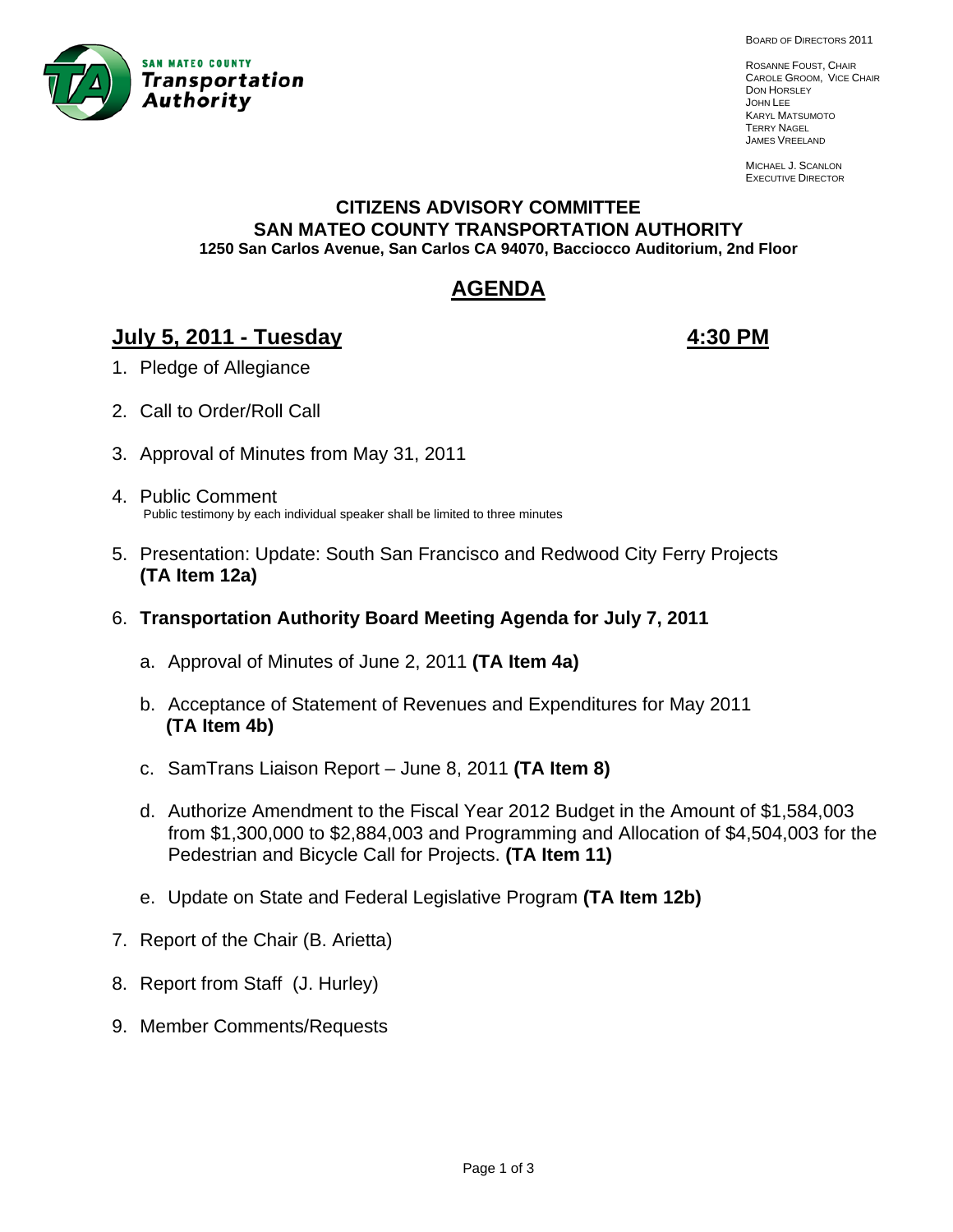SAN MATEO COUNTY **Transportation Authority**

BOARD OF DIRECTORS 2011

ROSANNE FOUST, CHAIR
CAROLE GROOM, VICE CHAIR
DON HORSLEY
JOHN LEE
KARYL MATSUMOTO
TERRY NAGEL
JAMES VREELAND

MICHAEL J. SCANLON
EXECUTIVE DIRECTOR

**CITIZENS ADVISORY COMMITTEE**
**SAN MATEO COUNTY TRANSPORTATION AUTHORITY**
**1250 San Carlos Avenue, San Carlos CA 94070, Bacciocco Auditorium, 2nd Floor**

# AGENDA

## July 5, 2011 - Tuesday 4:30 PM

1. Pledge of Allegiance

2. Call to Order/Roll Call

3. Approval of Minutes from May 31, 2011

4. Public Comment
   Public testimony by each individual speaker shall be limited to three minutes

5. Presentation: Update: South San Francisco and Redwood City Ferry Projects **(TA Item 12a)**

6. **Transportation Authority Board Meeting Agenda for July 7, 2011**

   a. Approval of Minutes of June 2, 2011 **(TA Item 4a)**

   b. Acceptance of Statement of Revenues and Expenditures for May 2011 **(TA Item 4b)**

   c. SamTrans Liaison Report – June 8, 2011 **(TA Item 8)**

   d. Authorize Amendment to the Fiscal Year 2012 Budget in the Amount of $1,584,003 from $1,300,000 to $2,884,003 and Programming and Allocation of $4,504,003 for the Pedestrian and Bicycle Call for Projects. **(TA Item 11)**

   e. Update on State and Federal Legislative Program **(TA Item 12b)**

7. Report of the Chair (B. Arietta)

8. Report from Staff (J. Hurley)

9. Member Comments/Requests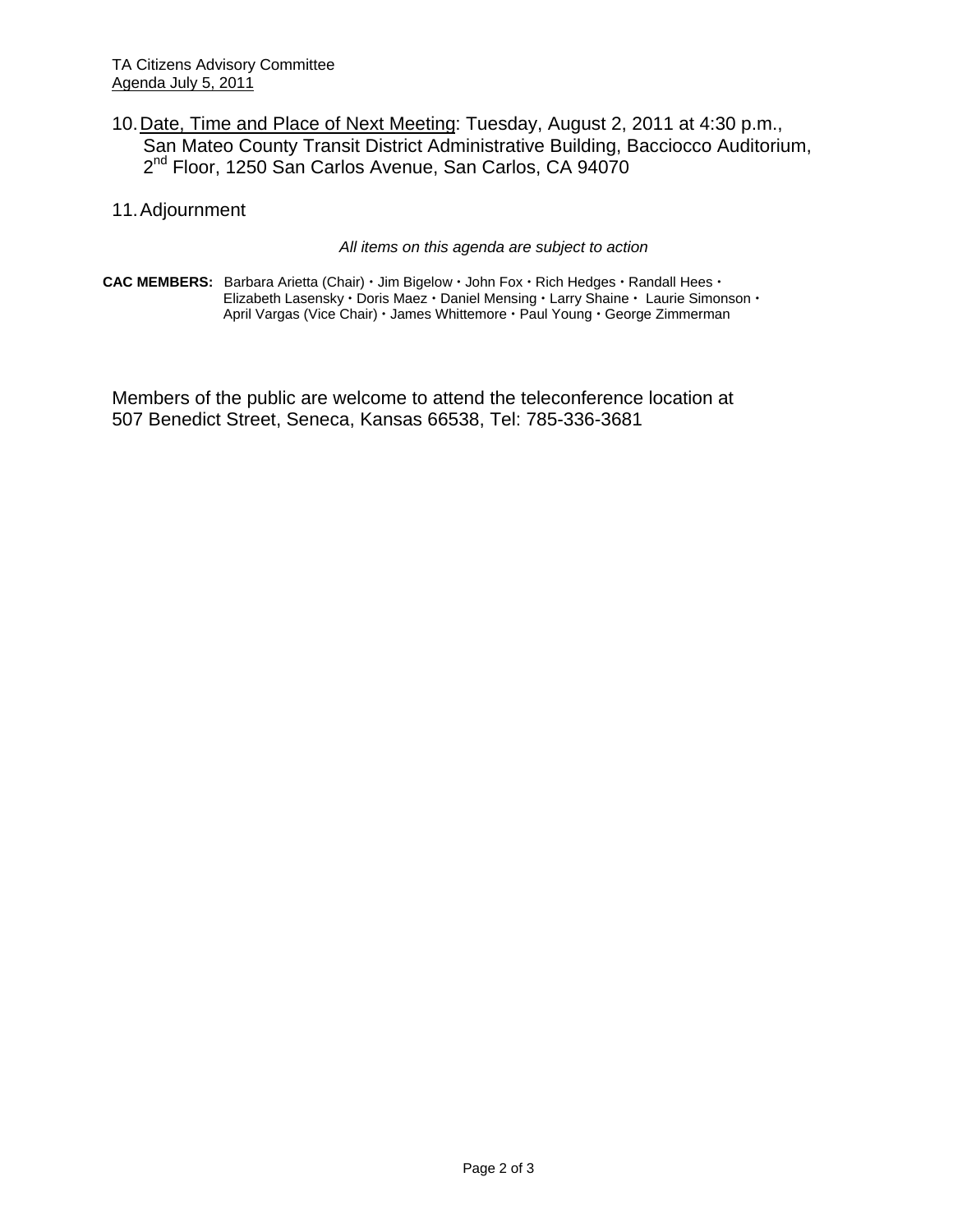10. Date, Time and Place of Next Meeting: Tuesday, August 2, 2011 at 4:30 p.m., San Mateo County Transit District Administrative Building, Bacciocco Auditorium, 2nd Floor, 1250 San Carlos Avenue, San Carlos, CA 94070

11. Adjournment

*All items on this agenda are subject to action*

**CAC MEMBERS:** Barbara Arietta (Chair) • Jim Bigelow • John Fox • Rich Hedges • Randall Hees • Elizabeth Lasensky • Doris Maez • Daniel Mensing • Larry Shaine • Laurie Simonson • April Vargas (Vice Chair) • James Whittemore • Paul Young • George Zimmerman

Members of the public are welcome to attend the teleconference location at 507 Benedict Street, Seneca, Kansas 66538, Tel: 785-336-3681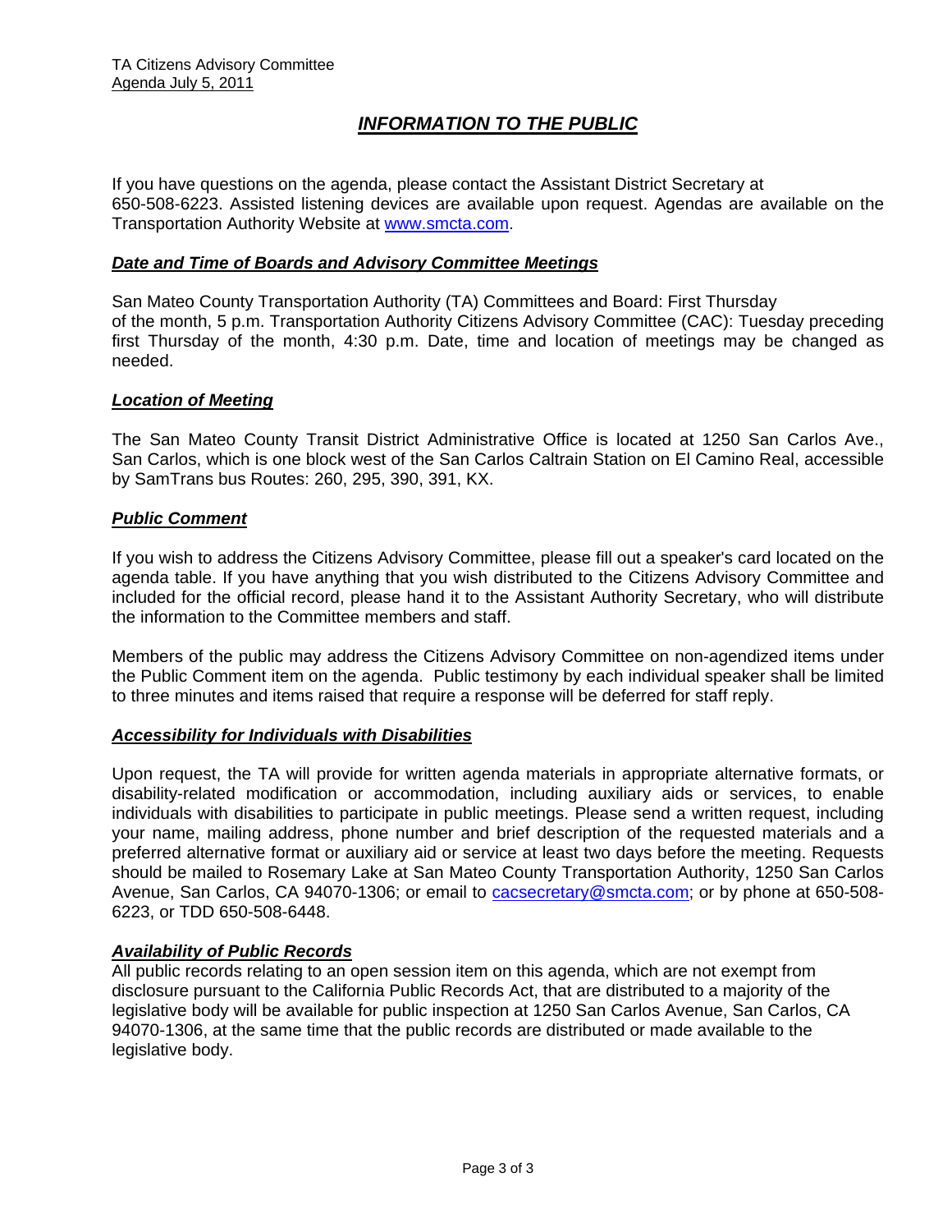# *INFORMATION TO THE PUBLIC*

If you have questions on the agenda, please contact the Assistant District Secretary at 650-508-6223. Assisted listening devices are available upon request. Agendas are available on the Transportation Authority Website at www.smcta.com.

## *Date and Time of Boards and Advisory Committee Meetings*

San Mateo County Transportation Authority (TA) Committees and Board: First Thursday of the month, 5 p.m. Transportation Authority Citizens Advisory Committee (CAC): Tuesday preceding first Thursday of the month, 4:30 p.m. Date, time and location of meetings may be changed as needed.

## *Location of Meeting*

The San Mateo County Transit District Administrative Office is located at 1250 San Carlos Ave., San Carlos, which is one block west of the San Carlos Caltrain Station on El Camino Real, accessible by SamTrans bus Routes: 260, 295, 390, 391, KX.

## *Public Comment*

If you wish to address the Citizens Advisory Committee, please fill out a speaker's card located on the agenda table. If you have anything that you wish distributed to the Citizens Advisory Committee and included for the official record, please hand it to the Assistant Authority Secretary, who will distribute the information to the Committee members and staff.

Members of the public may address the Citizens Advisory Committee on non-agendized items under the Public Comment item on the agenda. Public testimony by each individual speaker shall be limited to three minutes and items raised that require a response will be deferred for staff reply.

## *Accessibility for Individuals with Disabilities*

Upon request, the TA will provide for written agenda materials in appropriate alternative formats, or disability-related modification or accommodation, including auxiliary aids or services, to enable individuals with disabilities to participate in public meetings. Please send a written request, including your name, mailing address, phone number and brief description of the requested materials and a preferred alternative format or auxiliary aid or service at least two days before the meeting. Requests should be mailed to Rosemary Lake at San Mateo County Transportation Authority, 1250 San Carlos Avenue, San Carlos, CA 94070-1306; or email to cacsecretary@smcta.com; or by phone at 650-508-6223, or TDD 650-508-6448.

## *Availability of Public Records*

All public records relating to an open session item on this agenda, which are not exempt from disclosure pursuant to the California Public Records Act, that are distributed to a majority of the legislative body will be available for public inspection at 1250 San Carlos Avenue, San Carlos, CA 94070-1306, at the same time that the public records are distributed or made available to the legislative body.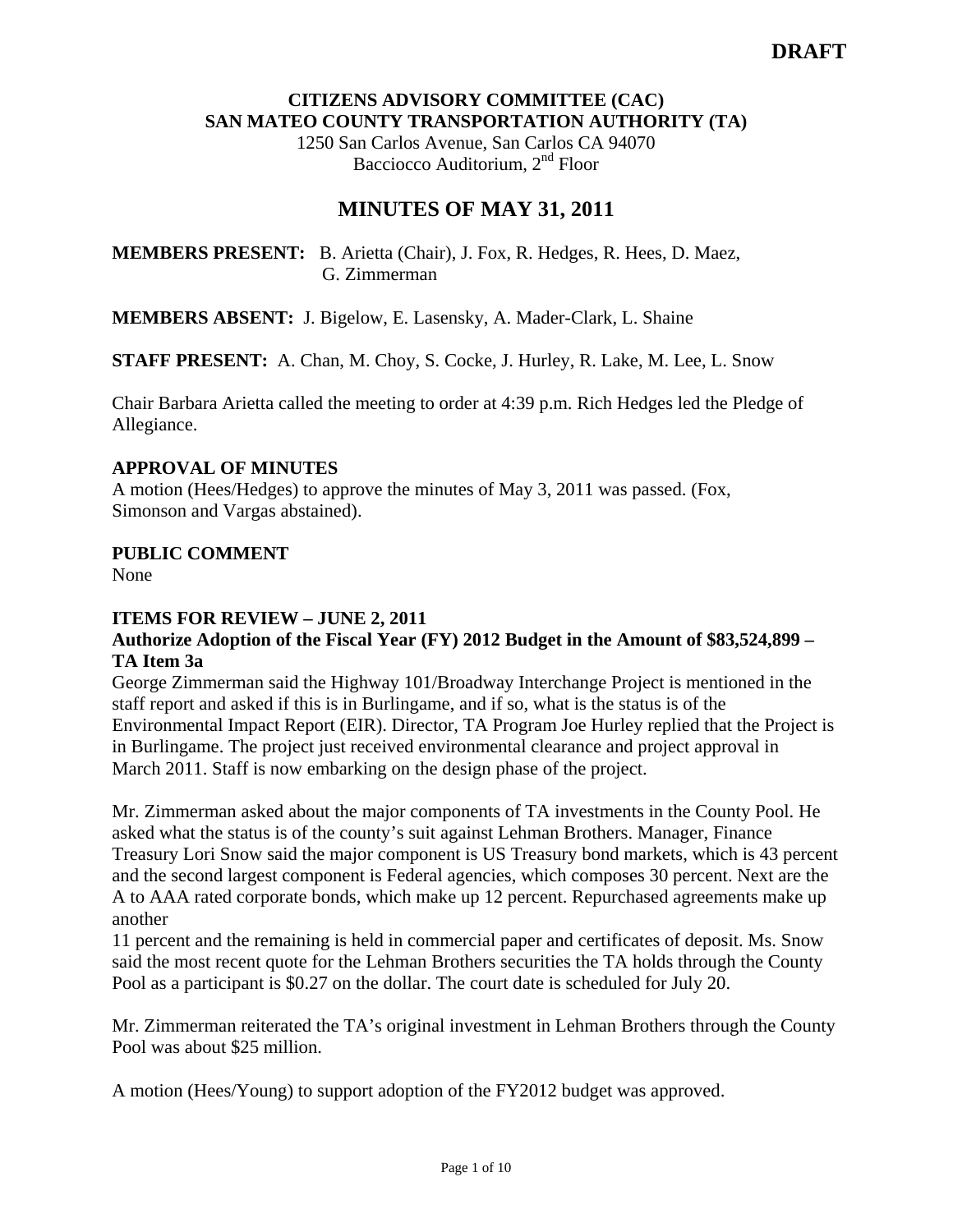**DRAFT**

**CITIZENS ADVISORY COMMITTEE (CAC)**
**SAN MATEO COUNTY TRANSPORTATION AUTHORITY (TA)**
1250 San Carlos Avenue, San Carlos CA 94070
Bacciocco Auditorium, 2nd Floor

# MINUTES OF MAY 31, 2011

**MEMBERS PRESENT:** B. Arietta (Chair), J. Fox, R. Hedges, R. Hees, D. Maez, G. Zimmerman

**MEMBERS ABSENT:** J. Bigelow, E. Lasensky, A. Mader-Clark, L. Shaine

**STAFF PRESENT:** A. Chan, M. Choy, S. Cocke, J. Hurley, R. Lake, M. Lee, L. Snow

Chair Barbara Arietta called the meeting to order at 4:39 p.m. Rich Hedges led the Pledge of Allegiance.

**APPROVAL OF MINUTES**

A motion (Hees/Hedges) to approve the minutes of May 3, 2011 was passed. (Fox, Simonson and Vargas abstained).

**PUBLIC COMMENT**

None

**ITEMS FOR REVIEW – JUNE 2, 2011**

**Authorize Adoption of the Fiscal Year (FY) 2012 Budget in the Amount of $83,524,899 – TA Item 3a**

George Zimmerman said the Highway 101/Broadway Interchange Project is mentioned in the staff report and asked if this is in Burlingame, and if so, what is the status is of the Environmental Impact Report (EIR). Director, TA Program Joe Hurley replied that the Project is in Burlingame. The project just received environmental clearance and project approval in March 2011. Staff is now embarking on the design phase of the project.

Mr. Zimmerman asked about the major components of TA investments in the County Pool. He asked what the status is of the county's suit against Lehman Brothers. Manager, Finance Treasury Lori Snow said the major component is US Treasury bond markets, which is 43 percent and the second largest component is Federal agencies, which composes 30 percent. Next are the A to AAA rated corporate bonds, which make up 12 percent. Repurchased agreements make up another 11 percent and the remaining is held in commercial paper and certificates of deposit. Ms. Snow said the most recent quote for the Lehman Brothers securities the TA holds through the County Pool as a participant is $0.27 on the dollar. The court date is scheduled for July 20.

Mr. Zimmerman reiterated the TA's original investment in Lehman Brothers through the County Pool was about $25 million.

A motion (Hees/Young) to support adoption of the FY2012 budget was approved.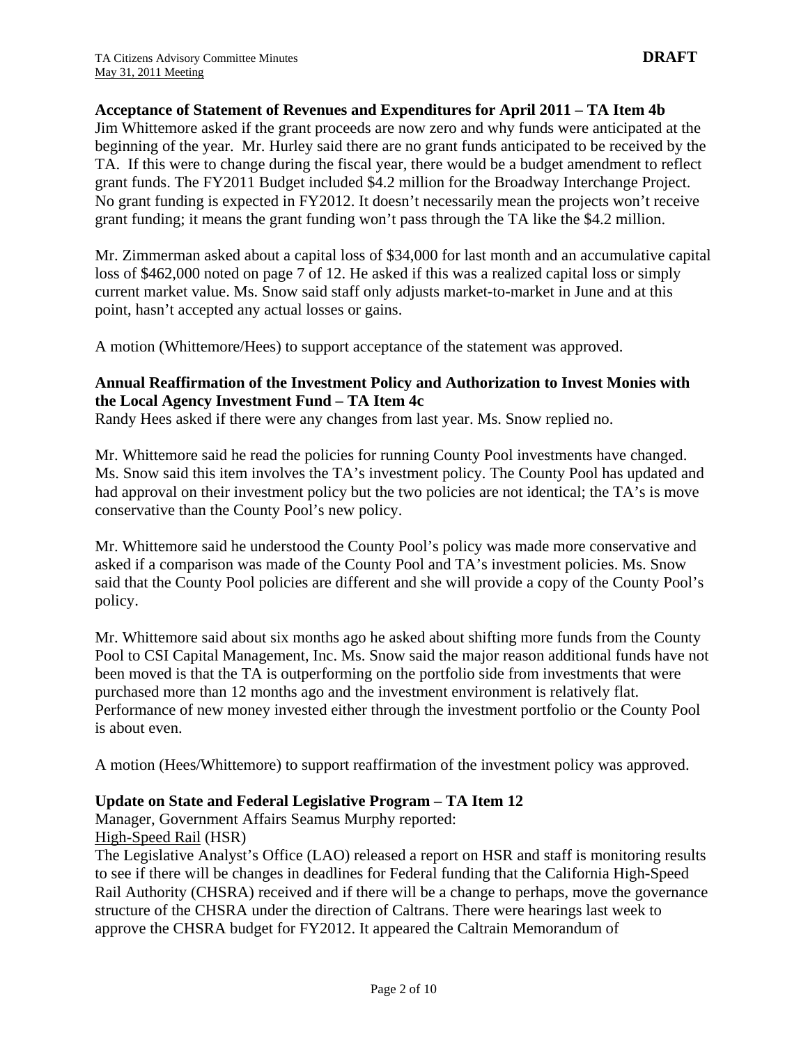**Acceptance of Statement of Revenues and Expenditures for April 2011 – TA Item 4b**
Jim Whittemore asked if the grant proceeds are now zero and why funds were anticipated at the beginning of the year. Mr. Hurley said there are no grant funds anticipated to be received by the TA. If this were to change during the fiscal year, there would be a budget amendment to reflect grant funds. The FY2011 Budget included \$4.2 million for the Broadway Interchange Project. No grant funding is expected in FY2012. It doesn't necessarily mean the projects won't receive grant funding; it means the grant funding won't pass through the TA like the \$4.2 million.

Mr. Zimmerman asked about a capital loss of \$34,000 for last month and an accumulative capital loss of \$462,000 noted on page 7 of 12. He asked if this was a realized capital loss or simply current market value. Ms. Snow said staff only adjusts market-to-market in June and at this point, hasn't accepted any actual losses or gains.

A motion (Whittemore/Hees) to support acceptance of the statement was approved.

**Annual Reaffirmation of the Investment Policy and Authorization to Invest Monies with the Local Agency Investment Fund – TA Item 4c**
Randy Hees asked if there were any changes from last year. Ms. Snow replied no.

Mr. Whittemore said he read the policies for running County Pool investments have changed. Ms. Snow said this item involves the TA's investment policy. The County Pool has updated and had approval on their investment policy but the two policies are not identical; the TA's is move conservative than the County Pool's new policy.

Mr. Whittemore said he understood the County Pool's policy was made more conservative and asked if a comparison was made of the County Pool and TA's investment policies. Ms. Snow said that the County Pool policies are different and she will provide a copy of the County Pool's policy.

Mr. Whittemore said about six months ago he asked about shifting more funds from the County Pool to CSI Capital Management, Inc. Ms. Snow said the major reason additional funds have not been moved is that the TA is outperforming on the portfolio side from investments that were purchased more than 12 months ago and the investment environment is relatively flat. Performance of new money invested either through the investment portfolio or the County Pool is about even.

A motion (Hees/Whittemore) to support reaffirmation of the investment policy was approved.

**Update on State and Federal Legislative Program – TA Item 12**
Manager, Government Affairs Seamus Murphy reported:
High-Speed Rail (HSR)
The Legislative Analyst's Office (LAO) released a report on HSR and staff is monitoring results to see if there will be changes in deadlines for Federal funding that the California High-Speed Rail Authority (CHSRA) received and if there will be a change to perhaps, move the governance structure of the CHSRA under the direction of Caltrans. There were hearings last week to approve the CHSRA budget for FY2012. It appeared the Caltrain Memorandum of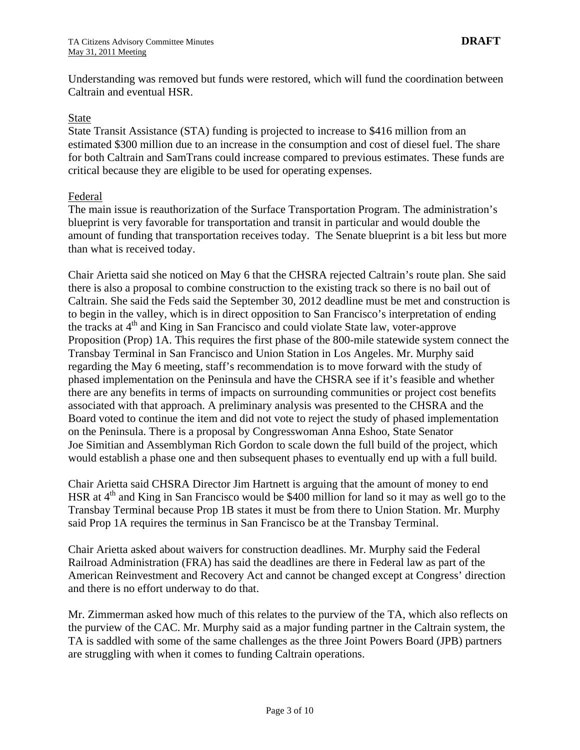Understanding was removed but funds were restored, which will fund the coordination between Caltrain and eventual HSR.

State

State Transit Assistance (STA) funding is projected to increase to $416 million from an estimated $300 million due to an increase in the consumption and cost of diesel fuel. The share for both Caltrain and SamTrans could increase compared to previous estimates. These funds are critical because they are eligible to be used for operating expenses.

Federal

The main issue is reauthorization of the Surface Transportation Program. The administration's blueprint is very favorable for transportation and transit in particular and would double the amount of funding that transportation receives today. The Senate blueprint is a bit less but more than what is received today.

Chair Arietta said she noticed on May 6 that the CHSRA rejected Caltrain's route plan. She said there is also a proposal to combine construction to the existing track so there is no bail out of Caltrain. She said the Feds said the September 30, 2012 deadline must be met and construction is to begin in the valley, which is in direct opposition to San Francisco's interpretation of ending the tracks at 4th and King in San Francisco and could violate State law, voter-approve Proposition (Prop) 1A. This requires the first phase of the 800-mile statewide system connect the Transbay Terminal in San Francisco and Union Station in Los Angeles. Mr. Murphy said regarding the May 6 meeting, staff's recommendation is to move forward with the study of phased implementation on the Peninsula and have the CHSRA see if it's feasible and whether there are any benefits in terms of impacts on surrounding communities or project cost benefits associated with that approach. A preliminary analysis was presented to the CHSRA and the Board voted to continue the item and did not vote to reject the study of phased implementation on the Peninsula. There is a proposal by Congresswoman Anna Eshoo, State Senator Joe Simitian and Assemblyman Rich Gordon to scale down the full build of the project, which would establish a phase one and then subsequent phases to eventually end up with a full build.

Chair Arietta said CHSRA Director Jim Hartnett is arguing that the amount of money to end HSR at 4th and King in San Francisco would be $400 million for land so it may as well go to the Transbay Terminal because Prop 1B states it must be from there to Union Station. Mr. Murphy said Prop 1A requires the terminus in San Francisco be at the Transbay Terminal.

Chair Arietta asked about waivers for construction deadlines. Mr. Murphy said the Federal Railroad Administration (FRA) has said the deadlines are there in Federal law as part of the American Reinvestment and Recovery Act and cannot be changed except at Congress' direction and there is no effort underway to do that.

Mr. Zimmerman asked how much of this relates to the purview of the TA, which also reflects on the purview of the CAC. Mr. Murphy said as a major funding partner in the Caltrain system, the TA is saddled with some of the same challenges as the three Joint Powers Board (JPB) partners are struggling with when it comes to funding Caltrain operations.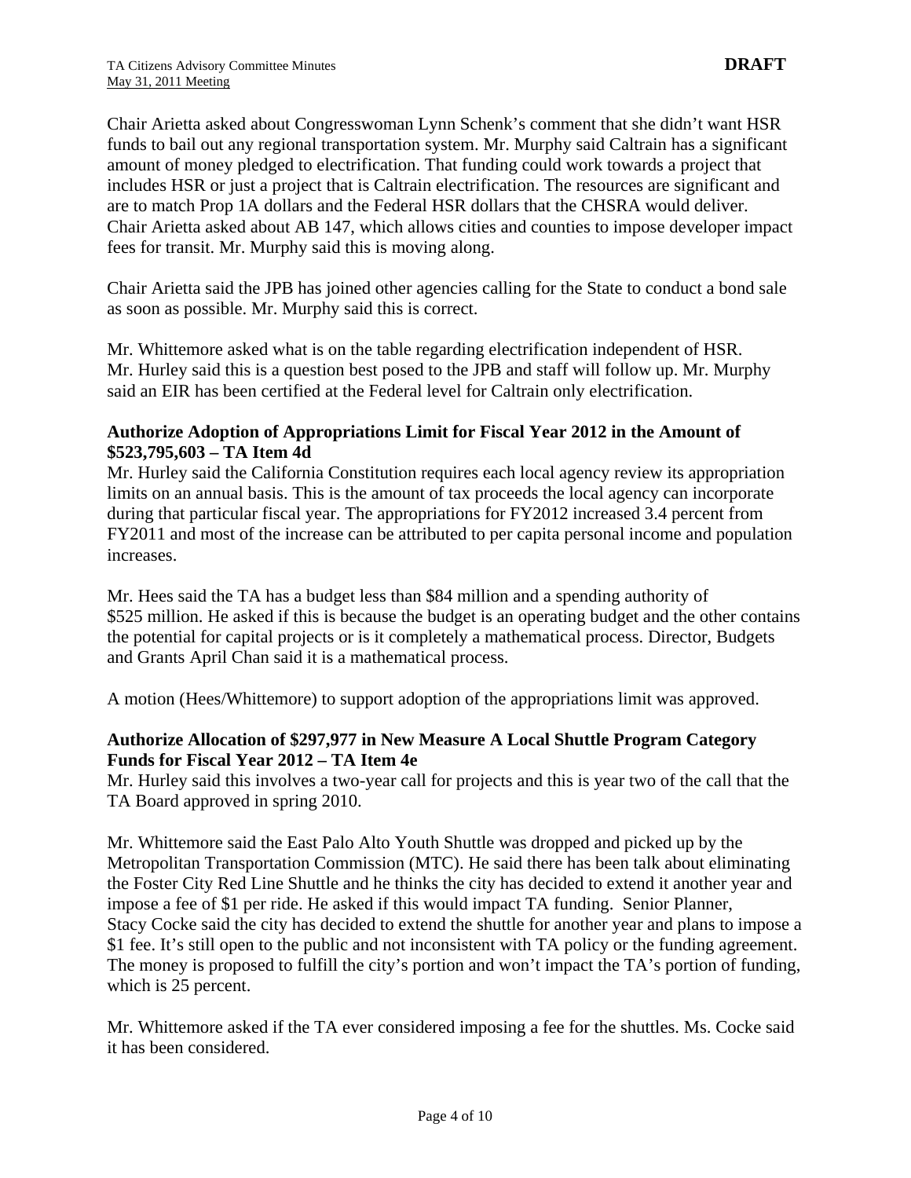Chair Arietta asked about Congresswoman Lynn Schenk's comment that she didn't want HSR funds to bail out any regional transportation system. Mr. Murphy said Caltrain has a significant amount of money pledged to electrification. That funding could work towards a project that includes HSR or just a project that is Caltrain electrification. The resources are significant and are to match Prop 1A dollars and the Federal HSR dollars that the CHSRA would deliver. Chair Arietta asked about AB 147, which allows cities and counties to impose developer impact fees for transit. Mr. Murphy said this is moving along.

Chair Arietta said the JPB has joined other agencies calling for the State to conduct a bond sale as soon as possible. Mr. Murphy said this is correct.

Mr. Whittemore asked what is on the table regarding electrification independent of HSR. Mr. Hurley said this is a question best posed to the JPB and staff will follow up. Mr. Murphy said an EIR has been certified at the Federal level for Caltrain only electrification.

**Authorize Adoption of Appropriations Limit for Fiscal Year 2012 in the Amount of $523,795,603 – TA Item 4d**

Mr. Hurley said the California Constitution requires each local agency review its appropriation limits on an annual basis. This is the amount of tax proceeds the local agency can incorporate during that particular fiscal year. The appropriations for FY2012 increased 3.4 percent from FY2011 and most of the increase can be attributed to per capita personal income and population increases.

Mr. Hees said the TA has a budget less than $84 million and a spending authority of $525 million. He asked if this is because the budget is an operating budget and the other contains the potential for capital projects or is it completely a mathematical process. Director, Budgets and Grants April Chan said it is a mathematical process.

A motion (Hees/Whittemore) to support adoption of the appropriations limit was approved.

**Authorize Allocation of $297,977 in New Measure A Local Shuttle Program Category Funds for Fiscal Year 2012 – TA Item 4e**

Mr. Hurley said this involves a two-year call for projects and this is year two of the call that the TA Board approved in spring 2010.

Mr. Whittemore said the East Palo Alto Youth Shuttle was dropped and picked up by the Metropolitan Transportation Commission (MTC). He said there has been talk about eliminating the Foster City Red Line Shuttle and he thinks the city has decided to extend it another year and impose a fee of $1 per ride. He asked if this would impact TA funding. Senior Planner, Stacy Cocke said the city has decided to extend the shuttle for another year and plans to impose a $1 fee. It's still open to the public and not inconsistent with TA policy or the funding agreement. The money is proposed to fulfill the city's portion and won't impact the TA's portion of funding, which is 25 percent.

Mr. Whittemore asked if the TA ever considered imposing a fee for the shuttles. Ms. Cocke said it has been considered.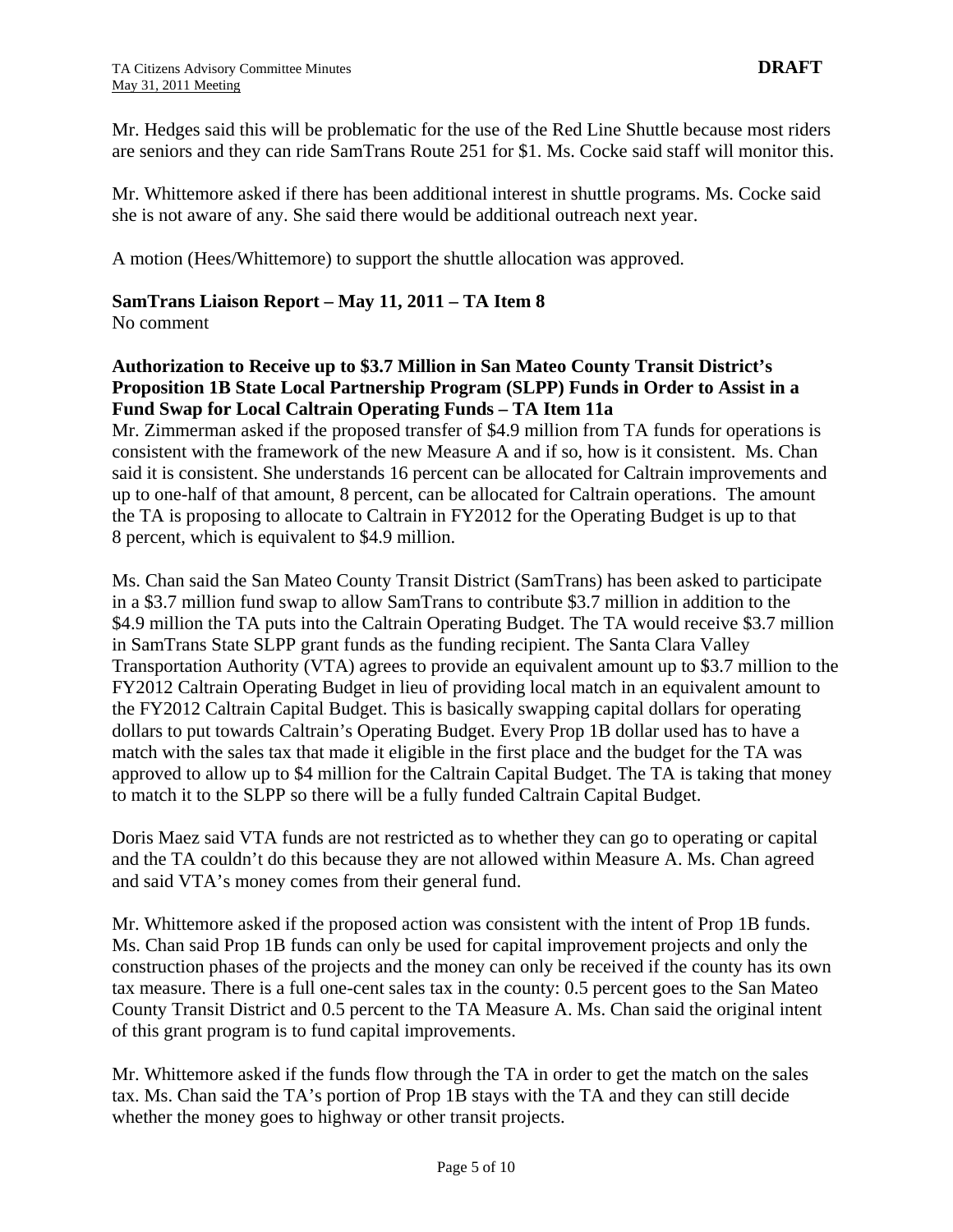Mr. Hedges said this will be problematic for the use of the Red Line Shuttle because most riders are seniors and they can ride SamTrans Route 251 for $1. Ms. Cocke said staff will monitor this.

Mr. Whittemore asked if there has been additional interest in shuttle programs. Ms. Cocke said she is not aware of any. She said there would be additional outreach next year.

A motion (Hees/Whittemore) to support the shuttle allocation was approved.

**SamTrans Liaison Report – May 11, 2011 – TA Item 8**
No comment

**Authorization to Receive up to $3.7 Million in San Mateo County Transit District's Proposition 1B State Local Partnership Program (SLPP) Funds in Order to Assist in a Fund Swap for Local Caltrain Operating Funds – TA Item 11a**
Mr. Zimmerman asked if the proposed transfer of $4.9 million from TA funds for operations is consistent with the framework of the new Measure A and if so, how is it consistent. Ms. Chan said it is consistent. She understands 16 percent can be allocated for Caltrain improvements and up to one-half of that amount, 8 percent, can be allocated for Caltrain operations. The amount the TA is proposing to allocate to Caltrain in FY2012 for the Operating Budget is up to that 8 percent, which is equivalent to $4.9 million.

Ms. Chan said the San Mateo County Transit District (SamTrans) has been asked to participate in a $3.7 million fund swap to allow SamTrans to contribute $3.7 million in addition to the $4.9 million the TA puts into the Caltrain Operating Budget. The TA would receive $3.7 million in SamTrans State SLPP grant funds as the funding recipient. The Santa Clara Valley Transportation Authority (VTA) agrees to provide an equivalent amount up to $3.7 million to the FY2012 Caltrain Operating Budget in lieu of providing local match in an equivalent amount to the FY2012 Caltrain Capital Budget. This is basically swapping capital dollars for operating dollars to put towards Caltrain's Operating Budget. Every Prop 1B dollar used has to have a match with the sales tax that made it eligible in the first place and the budget for the TA was approved to allow up to $4 million for the Caltrain Capital Budget. The TA is taking that money to match it to the SLPP so there will be a fully funded Caltrain Capital Budget.

Doris Maez said VTA funds are not restricted as to whether they can go to operating or capital and the TA couldn't do this because they are not allowed within Measure A. Ms. Chan agreed and said VTA's money comes from their general fund.

Mr. Whittemore asked if the proposed action was consistent with the intent of Prop 1B funds. Ms. Chan said Prop 1B funds can only be used for capital improvement projects and only the construction phases of the projects and the money can only be received if the county has its own tax measure. There is a full one-cent sales tax in the county: 0.5 percent goes to the San Mateo County Transit District and 0.5 percent to the TA Measure A. Ms. Chan said the original intent of this grant program is to fund capital improvements.

Mr. Whittemore asked if the funds flow through the TA in order to get the match on the sales tax. Ms. Chan said the TA's portion of Prop 1B stays with the TA and they can still decide whether the money goes to highway or other transit projects.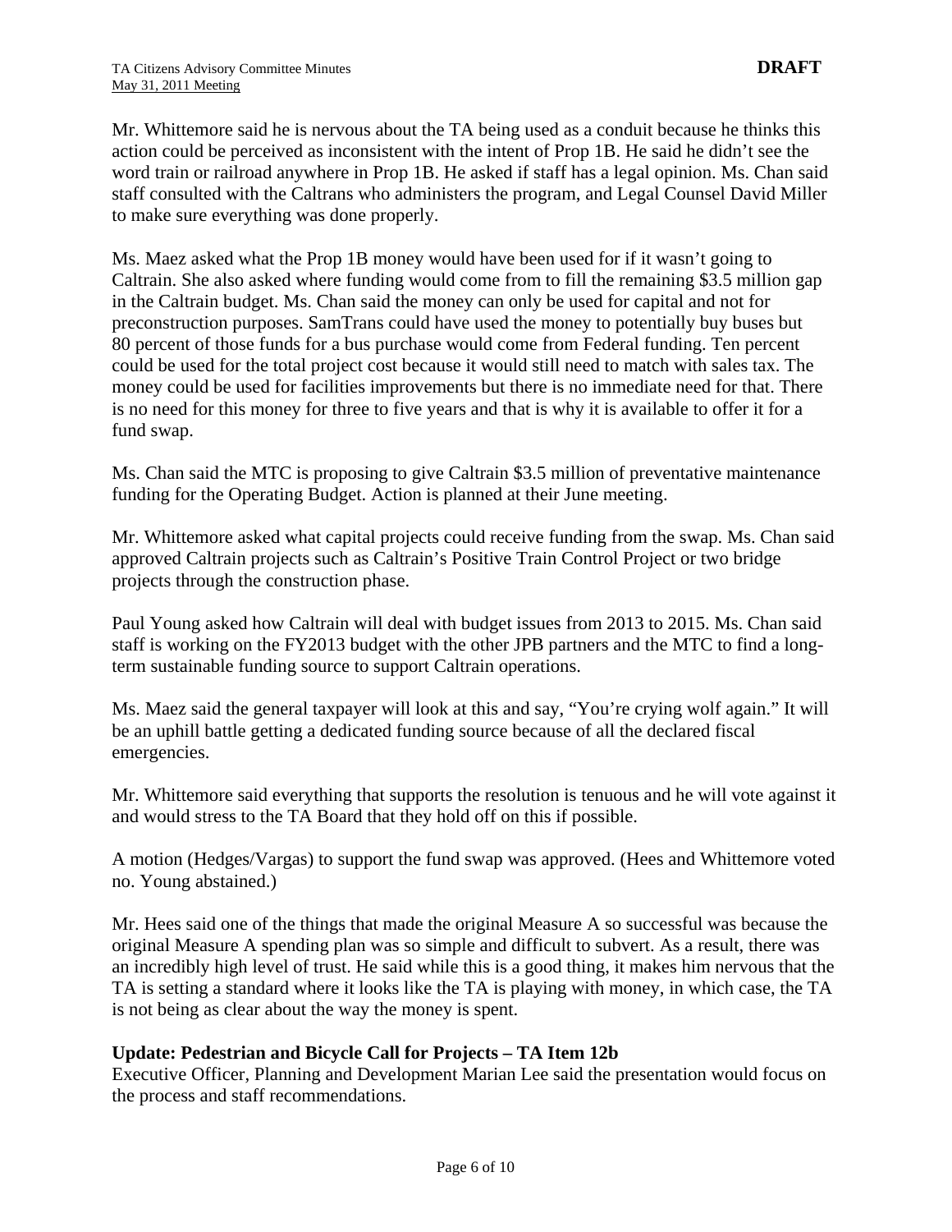Mr. Whittemore said he is nervous about the TA being used as a conduit because he thinks this action could be perceived as inconsistent with the intent of Prop 1B. He said he didn't see the word train or railroad anywhere in Prop 1B. He asked if staff has a legal opinion. Ms. Chan said staff consulted with the Caltrans who administers the program, and Legal Counsel David Miller to make sure everything was done properly.

Ms. Maez asked what the Prop 1B money would have been used for if it wasn't going to Caltrain. She also asked where funding would come from to fill the remaining $3.5 million gap in the Caltrain budget. Ms. Chan said the money can only be used for capital and not for preconstruction purposes. SamTrans could have used the money to potentially buy buses but 80 percent of those funds for a bus purchase would come from Federal funding. Ten percent could be used for the total project cost because it would still need to match with sales tax. The money could be used for facilities improvements but there is no immediate need for that. There is no need for this money for three to five years and that is why it is available to offer it for a fund swap.

Ms. Chan said the MTC is proposing to give Caltrain $3.5 million of preventative maintenance funding for the Operating Budget. Action is planned at their June meeting.

Mr. Whittemore asked what capital projects could receive funding from the swap. Ms. Chan said approved Caltrain projects such as Caltrain's Positive Train Control Project or two bridge projects through the construction phase.

Paul Young asked how Caltrain will deal with budget issues from 2013 to 2015. Ms. Chan said staff is working on the FY2013 budget with the other JPB partners and the MTC to find a long-term sustainable funding source to support Caltrain operations.

Ms. Maez said the general taxpayer will look at this and say, "You're crying wolf again." It will be an uphill battle getting a dedicated funding source because of all the declared fiscal emergencies.

Mr. Whittemore said everything that supports the resolution is tenuous and he will vote against it and would stress to the TA Board that they hold off on this if possible.

A motion (Hedges/Vargas) to support the fund swap was approved. (Hees and Whittemore voted no. Young abstained.)

Mr. Hees said one of the things that made the original Measure A so successful was because the original Measure A spending plan was so simple and difficult to subvert. As a result, there was an incredibly high level of trust. He said while this is a good thing, it makes him nervous that the TA is setting a standard where it looks like the TA is playing with money, in which case, the TA is not being as clear about the way the money is spent.

**Update: Pedestrian and Bicycle Call for Projects – TA Item 12b**

Executive Officer, Planning and Development Marian Lee said the presentation would focus on the process and staff recommendations.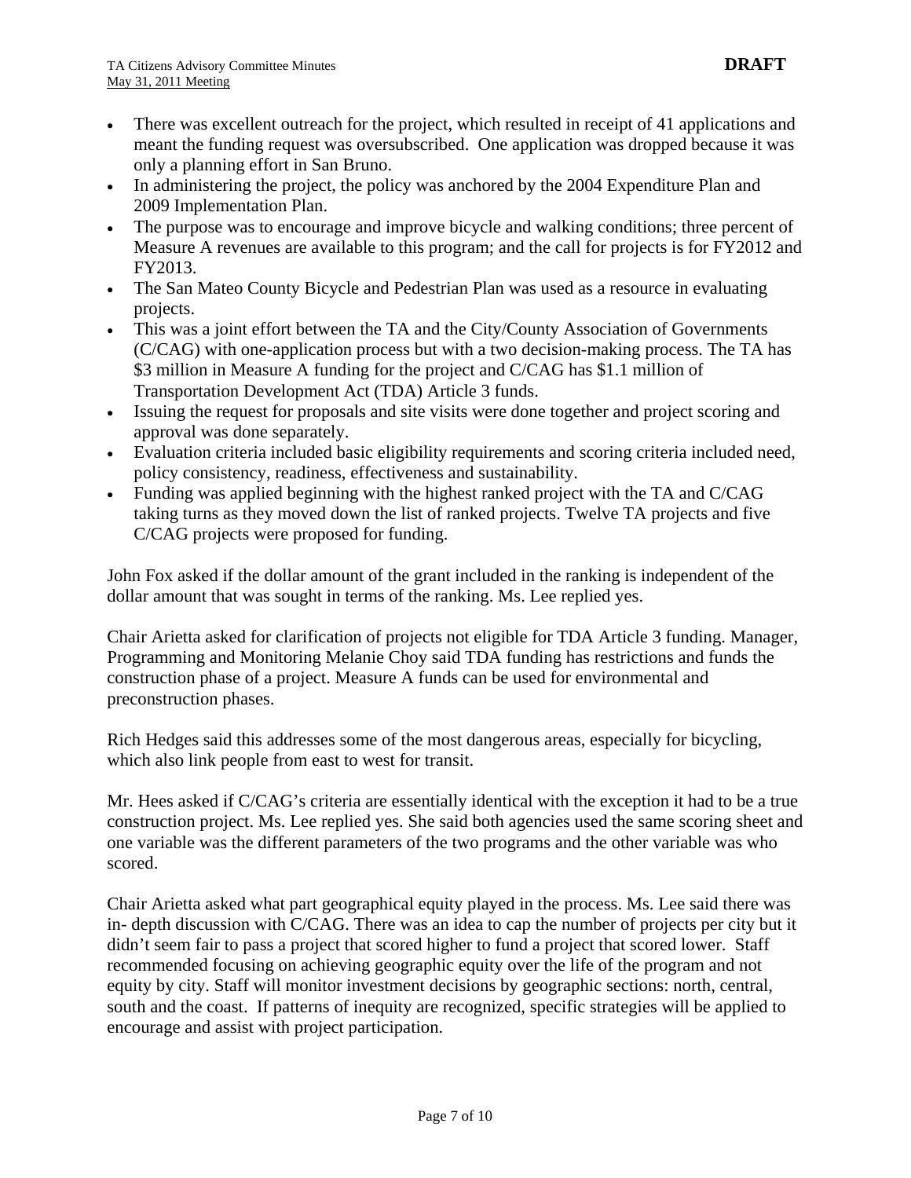- There was excellent outreach for the project, which resulted in receipt of 41 applications and meant the funding request was oversubscribed. One application was dropped because it was only a planning effort in San Bruno.
- In administering the project, the policy was anchored by the 2004 Expenditure Plan and 2009 Implementation Plan.
- The purpose was to encourage and improve bicycle and walking conditions; three percent of Measure A revenues are available to this program; and the call for projects is for FY2012 and FY2013.
- The San Mateo County Bicycle and Pedestrian Plan was used as a resource in evaluating projects.
- This was a joint effort between the TA and the City/County Association of Governments (C/CAG) with one-application process but with a two decision-making process. The TA has \$3 million in Measure A funding for the project and C/CAG has \$1.1 million of Transportation Development Act (TDA) Article 3 funds.
- Issuing the request for proposals and site visits were done together and project scoring and approval was done separately.
- Evaluation criteria included basic eligibility requirements and scoring criteria included need, policy consistency, readiness, effectiveness and sustainability.
- Funding was applied beginning with the highest ranked project with the TA and C/CAG taking turns as they moved down the list of ranked projects. Twelve TA projects and five C/CAG projects were proposed for funding.

John Fox asked if the dollar amount of the grant included in the ranking is independent of the dollar amount that was sought in terms of the ranking. Ms. Lee replied yes.

Chair Arietta asked for clarification of projects not eligible for TDA Article 3 funding. Manager, Programming and Monitoring Melanie Choy said TDA funding has restrictions and funds the construction phase of a project. Measure A funds can be used for environmental and preconstruction phases.

Rich Hedges said this addresses some of the most dangerous areas, especially for bicycling, which also link people from east to west for transit.

Mr. Hees asked if C/CAG's criteria are essentially identical with the exception it had to be a true construction project. Ms. Lee replied yes. She said both agencies used the same scoring sheet and one variable was the different parameters of the two programs and the other variable was who scored.

Chair Arietta asked what part geographical equity played in the process. Ms. Lee said there was in- depth discussion with C/CAG. There was an idea to cap the number of projects per city but it didn't seem fair to pass a project that scored higher to fund a project that scored lower. Staff recommended focusing on achieving geographic equity over the life of the program and not equity by city. Staff will monitor investment decisions by geographic sections: north, central, south and the coast. If patterns of inequity are recognized, specific strategies will be applied to encourage and assist with project participation.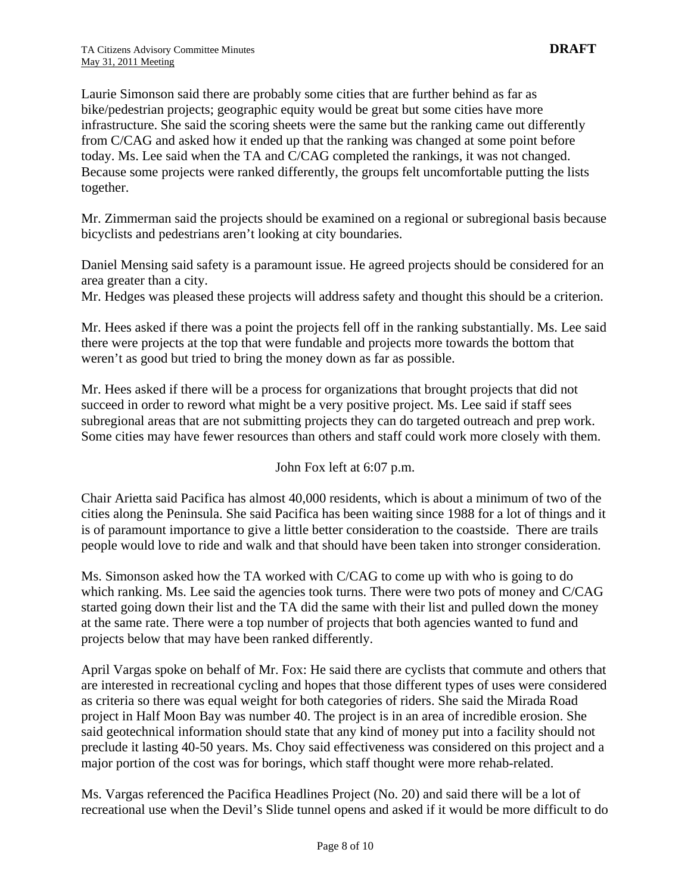Laurie Simonson said there are probably some cities that are further behind as far as bike/pedestrian projects; geographic equity would be great but some cities have more infrastructure. She said the scoring sheets were the same but the ranking came out differently from C/CAG and asked how it ended up that the ranking was changed at some point before today. Ms. Lee said when the TA and C/CAG completed the rankings, it was not changed. Because some projects were ranked differently, the groups felt uncomfortable putting the lists together.

Mr. Zimmerman said the projects should be examined on a regional or subregional basis because bicyclists and pedestrians aren't looking at city boundaries.

Daniel Mensing said safety is a paramount issue. He agreed projects should be considered for an area greater than a city.
Mr. Hedges was pleased these projects will address safety and thought this should be a criterion.

Mr. Hees asked if there was a point the projects fell off in the ranking substantially. Ms. Lee said there were projects at the top that were fundable and projects more towards the bottom that weren't as good but tried to bring the money down as far as possible.

Mr. Hees asked if there will be a process for organizations that brought projects that did not succeed in order to reword what might be a very positive project. Ms. Lee said if staff sees subregional areas that are not submitting projects they can do targeted outreach and prep work. Some cities may have fewer resources than others and staff could work more closely with them.

John Fox left at 6:07 p.m.

Chair Arietta said Pacifica has almost 40,000 residents, which is about a minimum of two of the cities along the Peninsula. She said Pacifica has been waiting since 1988 for a lot of things and it is of paramount importance to give a little better consideration to the coastside. There are trails people would love to ride and walk and that should have been taken into stronger consideration.

Ms. Simonson asked how the TA worked with C/CAG to come up with who is going to do which ranking. Ms. Lee said the agencies took turns. There were two pots of money and C/CAG started going down their list and the TA did the same with their list and pulled down the money at the same rate. There were a top number of projects that both agencies wanted to fund and projects below that may have been ranked differently.

April Vargas spoke on behalf of Mr. Fox: He said there are cyclists that commute and others that are interested in recreational cycling and hopes that those different types of uses were considered as criteria so there was equal weight for both categories of riders. She said the Mirada Road project in Half Moon Bay was number 40. The project is in an area of incredible erosion. She said geotechnical information should state that any kind of money put into a facility should not preclude it lasting 40-50 years. Ms. Choy said effectiveness was considered on this project and a major portion of the cost was for borings, which staff thought were more rehab-related.

Ms. Vargas referenced the Pacifica Headlines Project (No. 20) and said there will be a lot of recreational use when the Devil's Slide tunnel opens and asked if it would be more difficult to do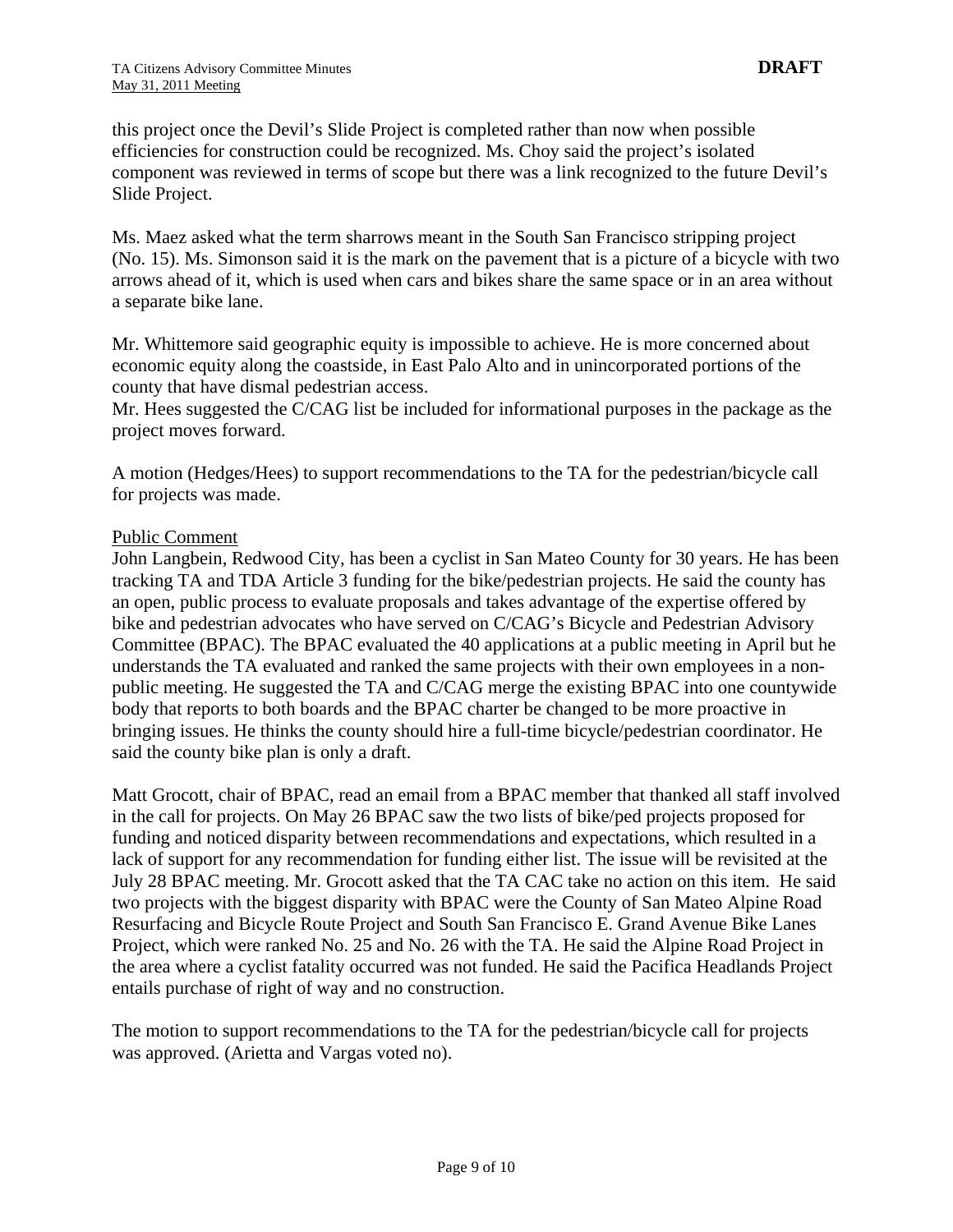this project once the Devil's Slide Project is completed rather than now when possible efficiencies for construction could be recognized. Ms. Choy said the project's isolated component was reviewed in terms of scope but there was a link recognized to the future Devil's Slide Project.

Ms. Maez asked what the term sharrows meant in the South San Francisco stripping project (No. 15). Ms. Simonson said it is the mark on the pavement that is a picture of a bicycle with two arrows ahead of it, which is used when cars and bikes share the same space or in an area without a separate bike lane.

Mr. Whittemore said geographic equity is impossible to achieve. He is more concerned about economic equity along the coastside, in East Palo Alto and in unincorporated portions of the county that have dismal pedestrian access.
Mr. Hees suggested the C/CAG list be included for informational purposes in the package as the project moves forward.

A motion (Hedges/Hees) to support recommendations to the TA for the pedestrian/bicycle call for projects was made.

Public Comment
John Langbein, Redwood City, has been a cyclist in San Mateo County for 30 years. He has been tracking TA and TDA Article 3 funding for the bike/pedestrian projects. He said the county has an open, public process to evaluate proposals and takes advantage of the expertise offered by bike and pedestrian advocates who have served on C/CAG's Bicycle and Pedestrian Advisory Committee (BPAC). The BPAC evaluated the 40 applications at a public meeting in April but he understands the TA evaluated and ranked the same projects with their own employees in a non-public meeting. He suggested the TA and C/CAG merge the existing BPAC into one countywide body that reports to both boards and the BPAC charter be changed to be more proactive in bringing issues. He thinks the county should hire a full-time bicycle/pedestrian coordinator. He said the county bike plan is only a draft.

Matt Grocott, chair of BPAC, read an email from a BPAC member that thanked all staff involved in the call for projects. On May 26 BPAC saw the two lists of bike/ped projects proposed for funding and noticed disparity between recommendations and expectations, which resulted in a lack of support for any recommendation for funding either list. The issue will be revisited at the July 28 BPAC meeting. Mr. Grocott asked that the TA CAC take no action on this item. He said two projects with the biggest disparity with BPAC were the County of San Mateo Alpine Road Resurfacing and Bicycle Route Project and South San Francisco E. Grand Avenue Bike Lanes Project, which were ranked No. 25 and No. 26 with the TA. He said the Alpine Road Project in the area where a cyclist fatality occurred was not funded. He said the Pacifica Headlands Project entails purchase of right of way and no construction.

The motion to support recommendations to the TA for the pedestrian/bicycle call for projects was approved. (Arietta and Vargas voted no).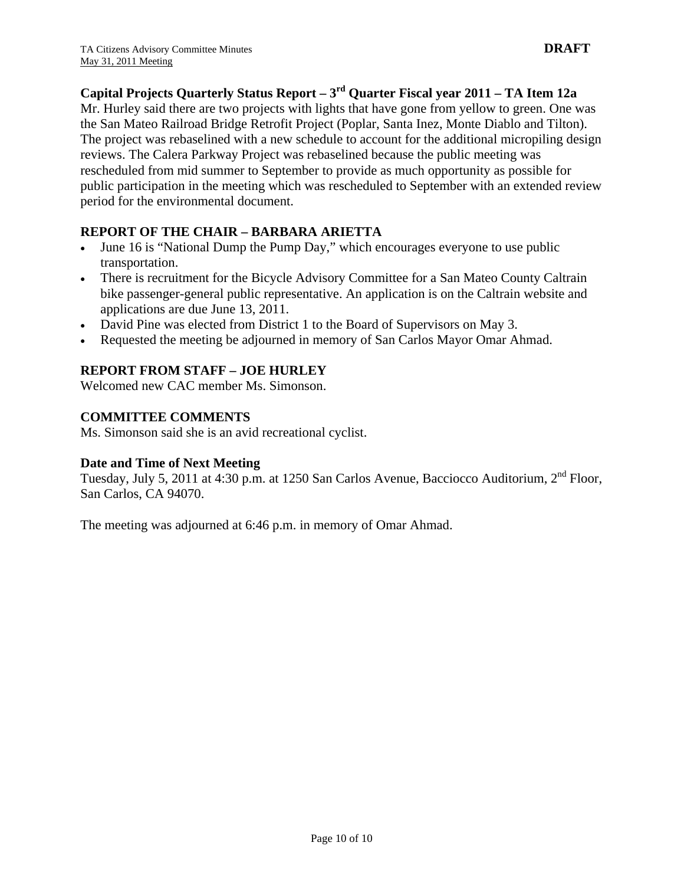**Capital Projects Quarterly Status Report – 3rd Quarter Fiscal year 2011 – TA Item 12a**

Mr. Hurley said there are two projects with lights that have gone from yellow to green. One was the San Mateo Railroad Bridge Retrofit Project (Poplar, Santa Inez, Monte Diablo and Tilton). The project was rebaselined with a new schedule to account for the additional micropiling design reviews. The Calera Parkway Project was rebaselined because the public meeting was rescheduled from mid summer to September to provide as much opportunity as possible for public participation in the meeting which was rescheduled to September with an extended review period for the environmental document.

## REPORT OF THE CHAIR – BARBARA ARIETTA

- June 16 is "National Dump the Pump Day," which encourages everyone to use public transportation.
- There is recruitment for the Bicycle Advisory Committee for a San Mateo County Caltrain bike passenger-general public representative. An application is on the Caltrain website and applications are due June 13, 2011.
- David Pine was elected from District 1 to the Board of Supervisors on May 3.
- Requested the meeting be adjourned in memory of San Carlos Mayor Omar Ahmad.

## REPORT FROM STAFF – JOE HURLEY

Welcomed new CAC member Ms. Simonson.

## COMMITTEE COMMENTS

Ms. Simonson said she is an avid recreational cyclist.

## Date and Time of Next Meeting

Tuesday, July 5, 2011 at 4:30 p.m. at 1250 San Carlos Avenue, Bacciocco Auditorium, 2nd Floor, San Carlos, CA 94070.

The meeting was adjourned at 6:46 p.m. in memory of Omar Ahmad.